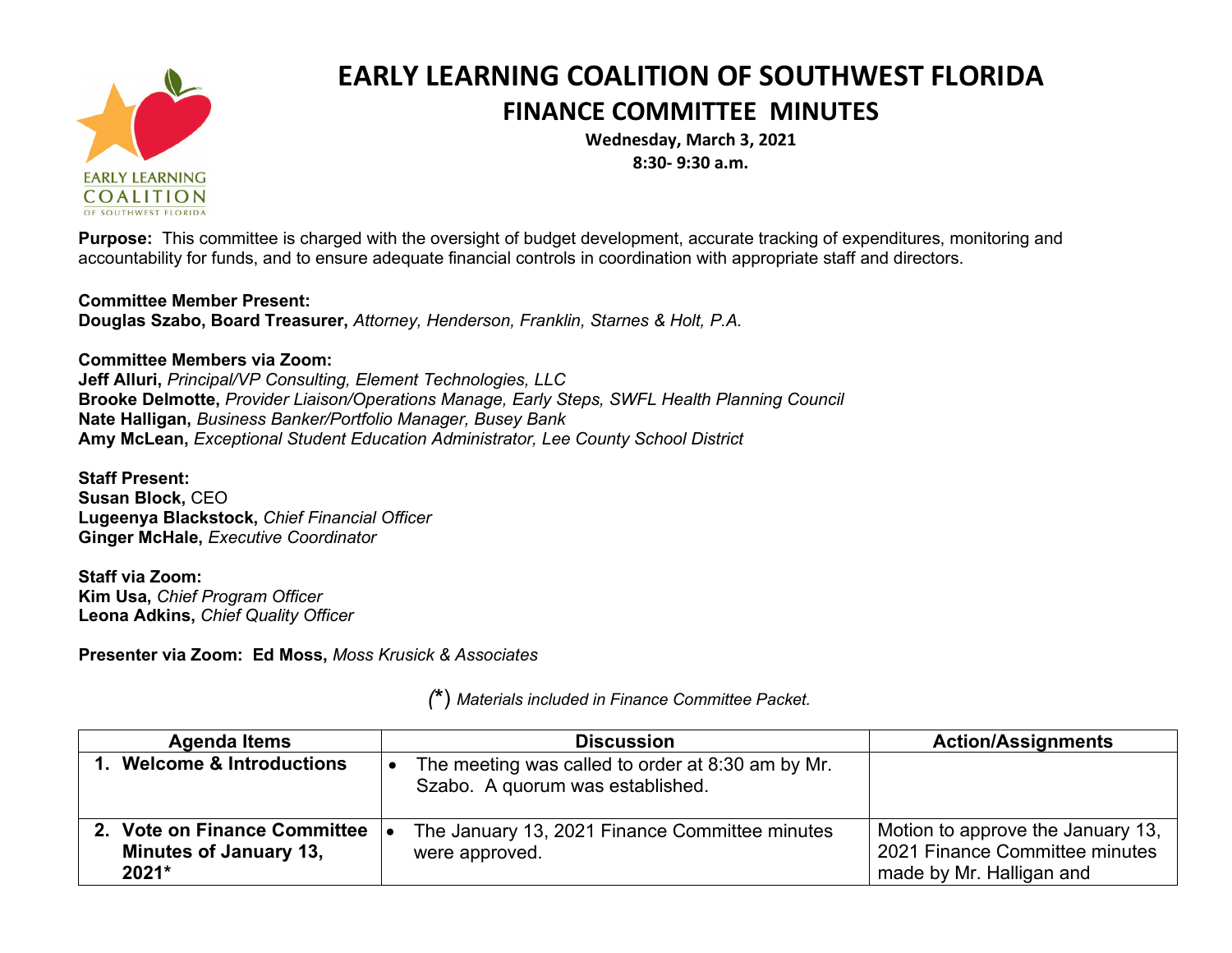# EARLY LEARNING COALITION OF SOUTHWEST FLORIDA

## FINANCE COMMITTEE MINUTES

**Wednesday, March 3, 2021**
**8:30- 9:30 a.m.**

**Purpose:** This committee is charged with the oversight of budget development, accurate tracking of expenditures, monitoring and accountability for funds, and to ensure adequate financial controls in coordination with appropriate staff and directors.

**Committee Member Present:**
**Douglas Szabo, Board Treasurer,** *Attorney, Henderson, Franklin, Starnes & Holt, P.A.*

**Committee Members via Zoom:**
**Jeff Alluri,** *Principal/VP Consulting, Element Technologies, LLC*
**Brooke Delmotte,** *Provider Liaison/Operations Manage, Early Steps, SWFL Health Planning Council*
**Nate Halligan,** *Business Banker/Portfolio Manager, Busey Bank*
**Amy McLean,** *Exceptional Student Education Administrator, Lee County School District*

**Staff Present:**
**Susan Block,** CEO
**Lugeenya Blackstock,** *Chief Financial Officer*
**Ginger McHale,** *Executive Coordinator*

**Staff via Zoom:**
**Kim Usa,** *Chief Program Officer*
**Leona Adkins,** *Chief Quality Officer*

**Presenter via Zoom: Ed Moss,** *Moss Krusick & Associates*

*(\*) Materials included in Finance Committee Packet.*

| Agenda Items | Discussion | Action/Assignments |
|---|---|---|
| **1. Welcome & Introductions** | • The meeting was called to order at 8:30 am by Mr. Szabo. A quorum was established. | |
| **2. Vote on Finance Committee Minutes of January 13, 2021*** | • The January 13, 2021 Finance Committee minutes were approved. | Motion to approve the January 13, 2021 Finance Committee minutes made by Mr. Halligan and |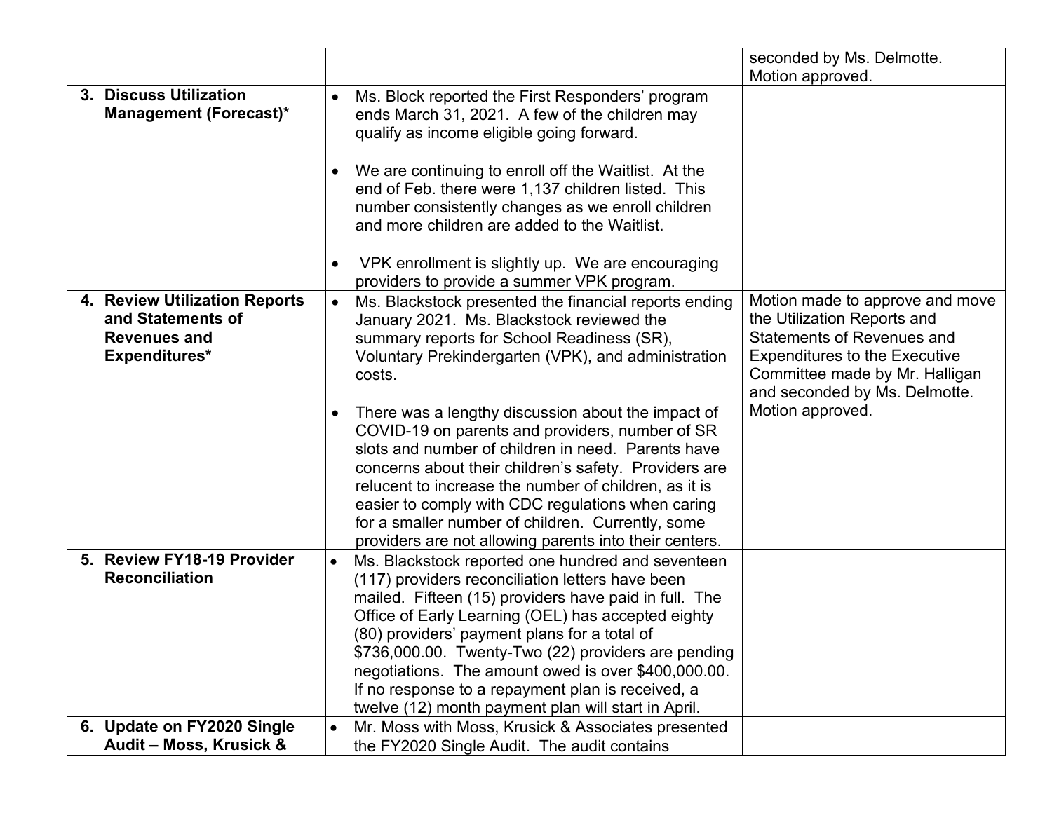| | | |
|---|---|---|
| | | seconded by Ms. Delmotte. Motion approved. |
| **3. Discuss Utilization Management (Forecast)*** | • Ms. Block reported the First Responders' program ends March 31, 2021. A few of the children may qualify as income eligible going forward.<br><br>• We are continuing to enroll off the Waitlist. At the end of Feb. there were 1,137 children listed. This number consistently changes as we enroll children and more children are added to the Waitlist.<br><br>• VPK enrollment is slightly up. We are encouraging providers to provide a summer VPK program. | |
| **4. Review Utilization Reports and Statements of Revenues and Expenditures*** | • Ms. Blackstock presented the financial reports ending January 2021. Ms. Blackstock reviewed the summary reports for School Readiness (SR), Voluntary Prekindergarten (VPK), and administration costs.<br><br>• There was a lengthy discussion about the impact of COVID-19 on parents and providers, number of SR slots and number of children in need. Parents have concerns about their children's safety. Providers are relucent to increase the number of children, as it is easier to comply with CDC regulations when caring for a smaller number of children. Currently, some providers are not allowing parents into their centers. | Motion made to approve and move the Utilization Reports and Statements of Revenues and Expenditures to the Executive Committee made by Mr. Halligan and seconded by Ms. Delmotte. Motion approved. |
| **5. Review FY18-19 Provider Reconciliation** | • Ms. Blackstock reported one hundred and seventeen (117) providers reconciliation letters have been mailed. Fifteen (15) providers have paid in full. The Office of Early Learning (OEL) has accepted eighty (80) providers' payment plans for a total of \$736,000.00. Twenty-Two (22) providers are pending negotiations. The amount owed is over \$400,000.00. If no response to a repayment plan is received, a twelve (12) month payment plan will start in April. | |
| **6. Update on FY2020 Single Audit – Moss, Krusick &** | • Mr. Moss with Moss, Krusick & Associates presented the FY2020 Single Audit. The audit contains | |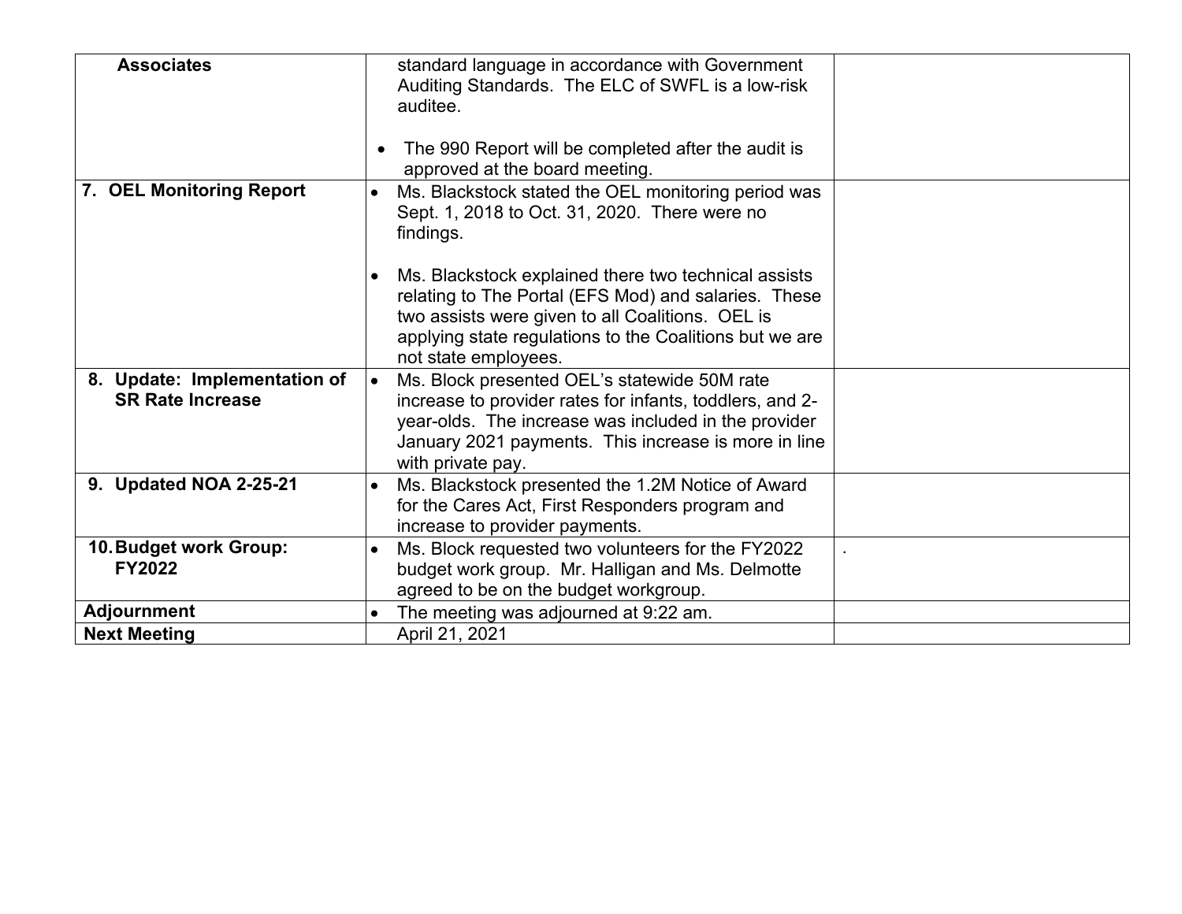| | | |
|---|---|---|
| **Associates** | standard language in accordance with Government Auditing Standards. The ELC of SWFL is a low-risk auditee.<br><br>• The 990 Report will be completed after the audit is approved at the board meeting. | |
| **7. OEL Monitoring Report** | • Ms. Blackstock stated the OEL monitoring period was Sept. 1, 2018 to Oct. 31, 2020. There were no findings.<br><br>• Ms. Blackstock explained there two technical assists relating to The Portal (EFS Mod) and salaries. These two assists were given to all Coalitions. OEL is applying state regulations to the Coalitions but we are not state employees. | |
| **8. Update: Implementation of SR Rate Increase** | • Ms. Block presented OEL's statewide 50M rate increase to provider rates for infants, toddlers, and 2-year-olds. The increase was included in the provider January 2021 payments. This increase is more in line with private pay. | |
| **9. Updated NOA 2-25-21** | • Ms. Blackstock presented the 1.2M Notice of Award for the Cares Act, First Responders program and increase to provider payments. | |
| **10. Budget work Group: FY2022** | • Ms. Block requested two volunteers for the FY2022 budget work group. Mr. Halligan and Ms. Delmotte agreed to be on the budget workgroup. | . |
| **Adjournment** | • The meeting was adjourned at 9:22 am. | |
| **Next Meeting** | April 21, 2021 | |